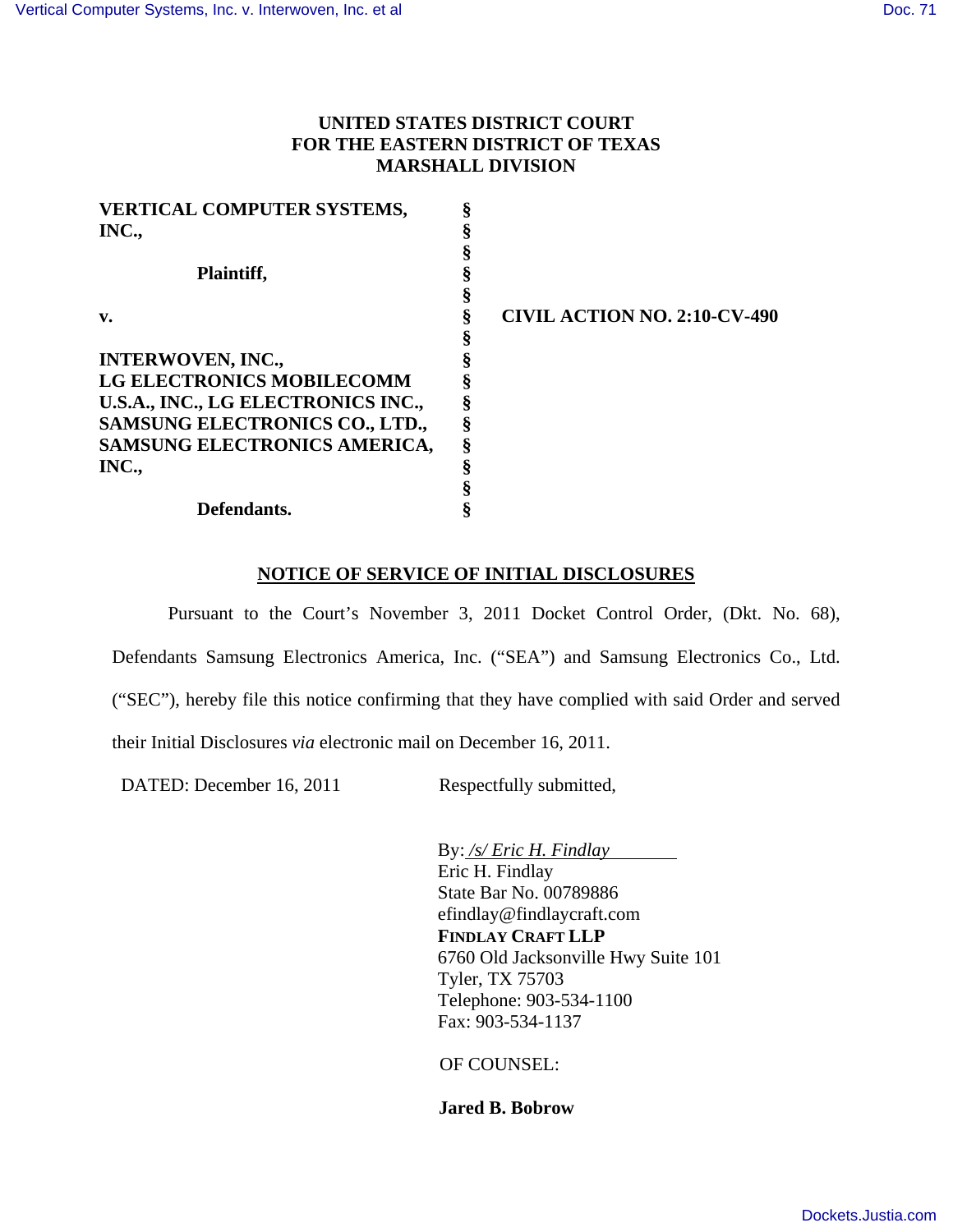**UNITED STATES DISTRICT COURT**
**FOR THE EASTERN DISTRICT OF TEXAS**
**MARSHALL DIVISION**

| | | |
|---|---|---|
| **VERTICAL COMPUTER SYSTEMS, INC.,** | § | |
| | § | |
| **Plaintiff,** | § | |
| | § | |
| **v.** | § | **CIVIL ACTION NO. 2:10-CV-490** |
| | § | |
| **INTERWOVEN, INC., LG ELECTRONICS MOBILECOMM U.S.A., INC., LG ELECTRONICS INC., SAMSUNG ELECTRONICS CO., LTD., SAMSUNG ELECTRONICS AMERICA, INC.,** | § | |
| | § | |
| **Defendants.** | § | |

**NOTICE OF SERVICE OF INITIAL DISCLOSURES**

Pursuant to the Court's November 3, 2011 Docket Control Order, (Dkt. No. 68), Defendants Samsung Electronics America, Inc. ("SEA") and Samsung Electronics Co., Ltd. ("SEC"), hereby file this notice confirming that they have complied with said Order and served their Initial Disclosures *via* electronic mail on December 16, 2011.

DATED: December 16, 2011

Respectfully submitted,

By: */s/ Eric H. Findlay*
Eric H. Findlay
State Bar No. 00789886
efindlay@findlaycraft.com
**FINDLAY CRAFT LLP**
6760 Old Jacksonville Hwy Suite 101
Tyler, TX 75703
Telephone: 903-534-1100
Fax: 903-534-1137

OF COUNSEL:

**Jared B. Bobrow**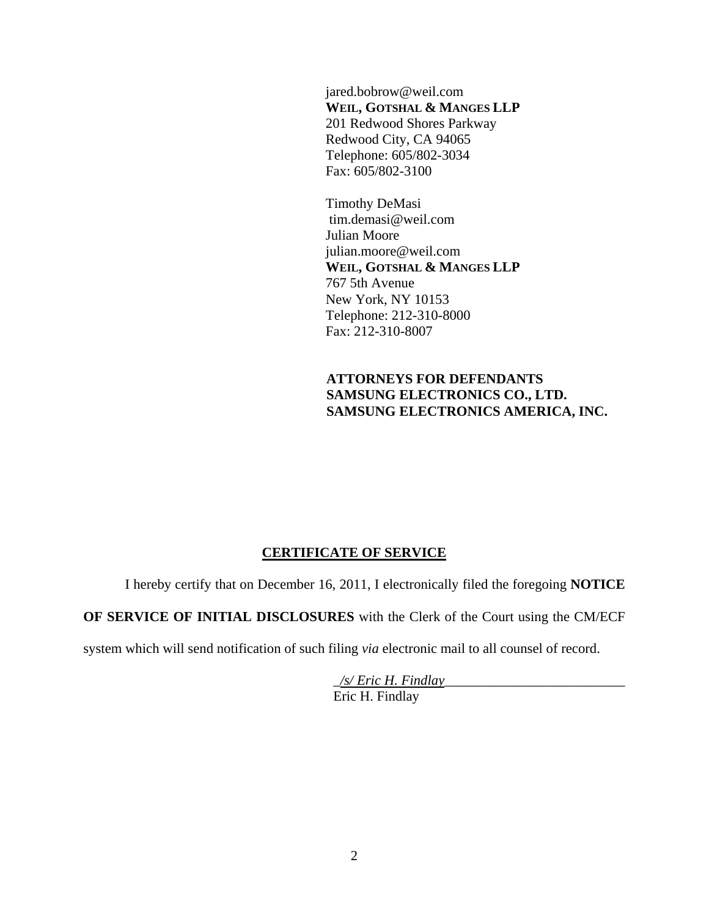jared.bobrow@weil.com
**WEIL, GOTSHAL & MANGES LLP**
201 Redwood Shores Parkway
Redwood City, CA 94065
Telephone: 605/802-3034
Fax: 605/802-3100

Timothy DeMasi
tim.demasi@weil.com
Julian Moore
julian.moore@weil.com
**WEIL, GOTSHAL & MANGES LLP**
767 5th Avenue
New York, NY 10153
Telephone: 212-310-8000
Fax: 212-310-8007

**ATTORNEYS FOR DEFENDANTS SAMSUNG ELECTRONICS CO., LTD. SAMSUNG ELECTRONICS AMERICA, INC.**

## CERTIFICATE OF SERVICE

I hereby certify that on December 16, 2011, I electronically filed the foregoing **NOTICE OF SERVICE OF INITIAL DISCLOSURES** with the Clerk of the Court using the CM/ECF system which will send notification of such filing *via* electronic mail to all counsel of record.

*/s/ Eric H. Findlay*
Eric H. Findlay